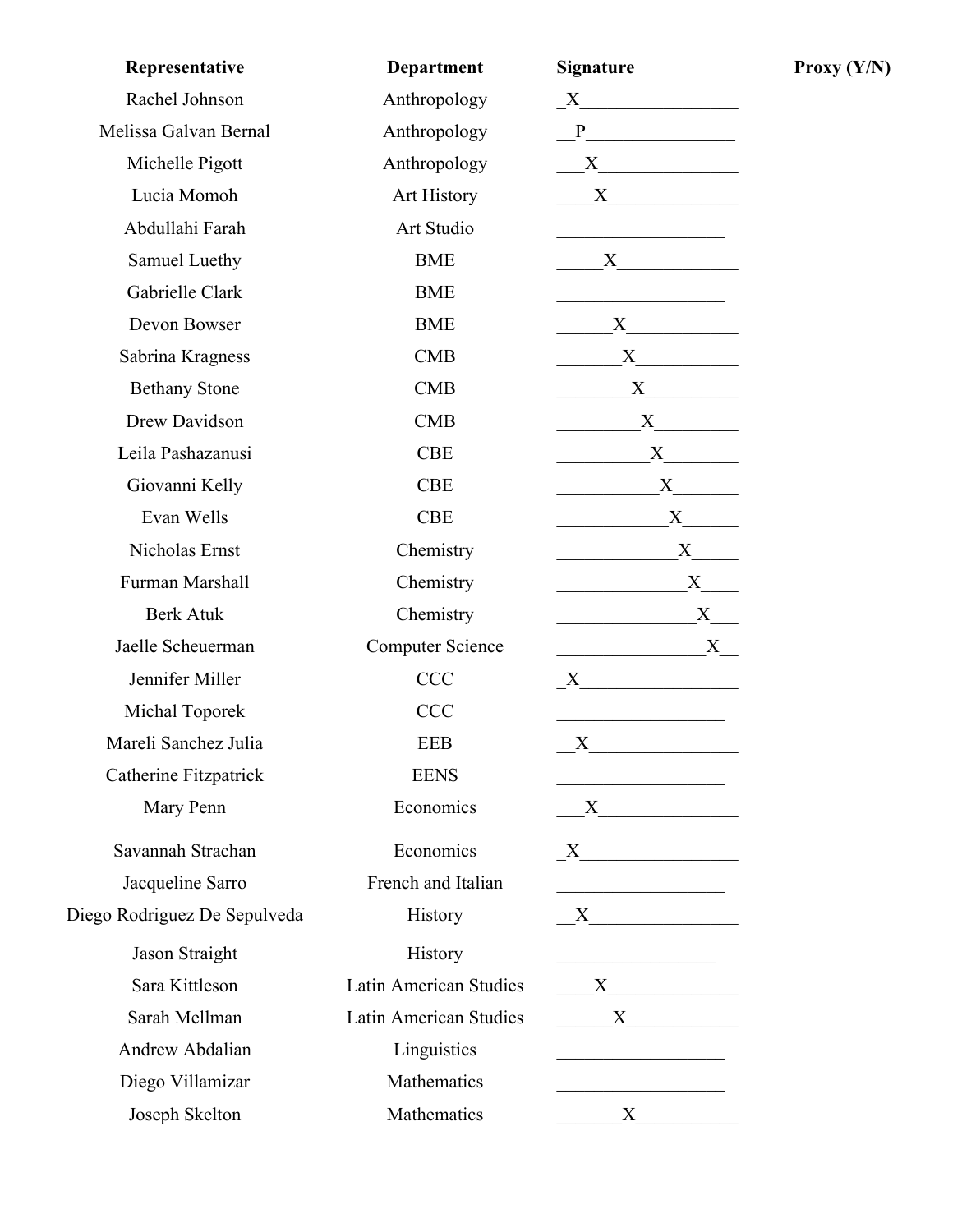| Representative | Department | Signature | Proxy (Y/N) |
| --- | --- | --- | --- |
| Rachel Johnson | Anthropology | X | |
| Melissa Galvan Bernal | Anthropology | P | |
| Michelle Pigott | Anthropology | X | |
| Lucia Momoh | Art History | X | |
| Abdullahi Farah | Art Studio | | |
| Samuel Luethy | BME | X | |
| Gabrielle Clark | BME | | |
| Devon Bowser | BME | X | |
| Sabrina Kragness | CMB | X | |
| Bethany Stone | CMB | X | |
| Drew Davidson | CMB | X | |
| Leila Pashazanusi | CBE | X | |
| Giovanni Kelly | CBE | X | |
| Evan Wells | CBE | X | |
| Nicholas Ernst | Chemistry | X | |
| Furman Marshall | Chemistry | X | |
| Berk Atuk | Chemistry | X | |
| Jaelle Scheuerman | Computer Science | X | |
| Jennifer Miller | CCC | X | |
| Michal Toporek | CCC | | |
| Mareli Sanchez Julia | EEB | X | |
| Catherine Fitzpatrick | EENS | | |
| Mary Penn | Economics | X | |
| Savannah Strachan | Economics | X | |
| Jacqueline Sarro | French and Italian | | |
| Diego Rodriguez De Sepulveda | History | X | |
| Jason Straight | History | | |
| Sara Kittleson | Latin American Studies | X | |
| Sarah Mellman | Latin American Studies | X | |
| Andrew Abdalian | Linguistics | | |
| Diego Villamizar | Mathematics | | |
| Joseph Skelton | Mathematics | X | |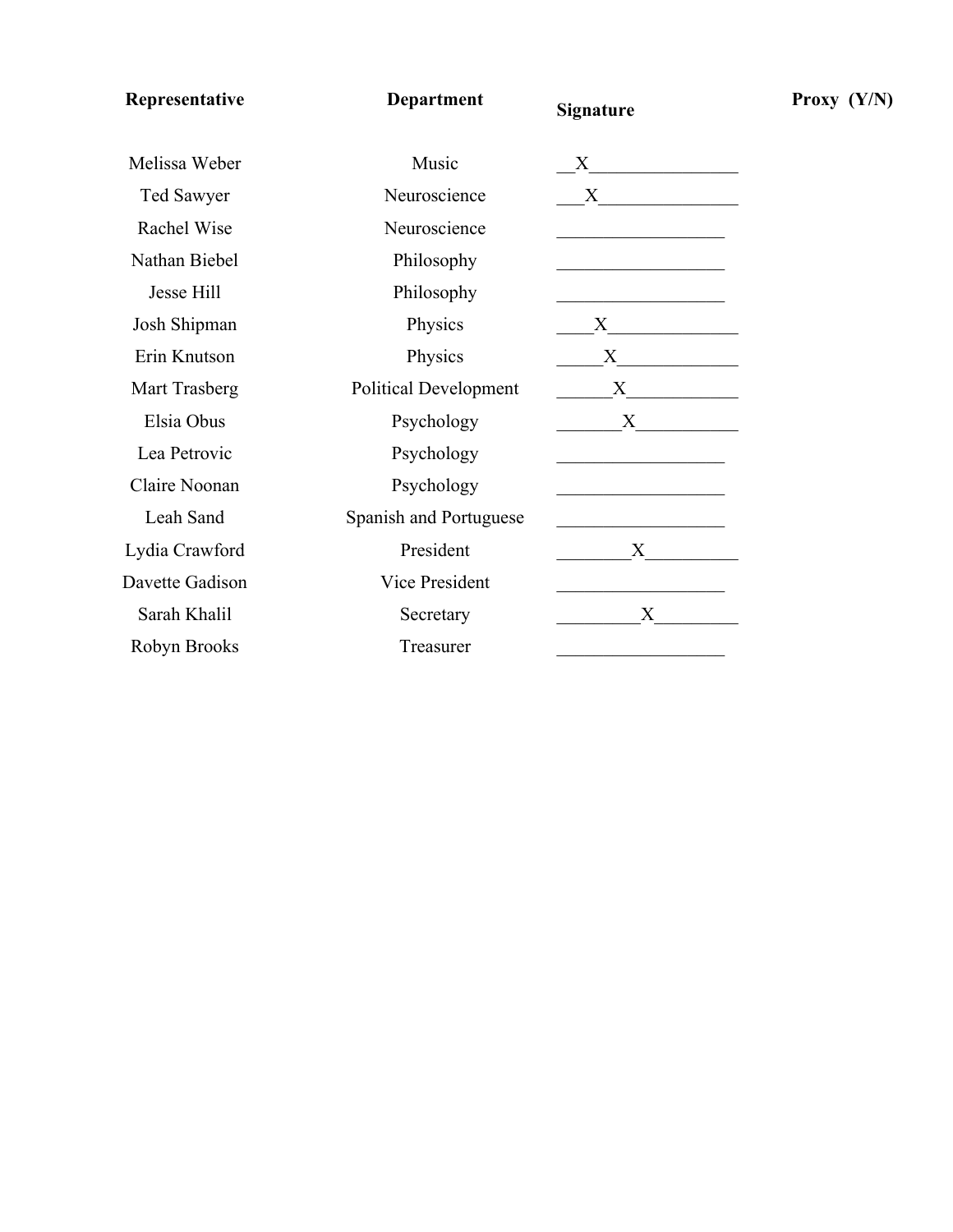| Representative | Department | Signature | Proxy (Y/N) |
|---|---|---|---|
| Melissa Weber | Music | X | |
| Ted Sawyer | Neuroscience | X | |
| Rachel Wise | Neuroscience | | |
| Nathan Biebel | Philosophy | | |
| Jesse Hill | Philosophy | | |
| Josh Shipman | Physics | X | |
| Erin Knutson | Physics | X | |
| Mart Trasberg | Political Development | X | |
| Elsia Obus | Psychology | X | |
| Lea Petrovic | Psychology | | |
| Claire Noonan | Psychology | | |
| Leah Sand | Spanish and Portuguese | | |
| Lydia Crawford | President | X | |
| Davette Gadison | Vice President | | |
| Sarah Khalil | Secretary | X | |
| Robyn Brooks | Treasurer | | |